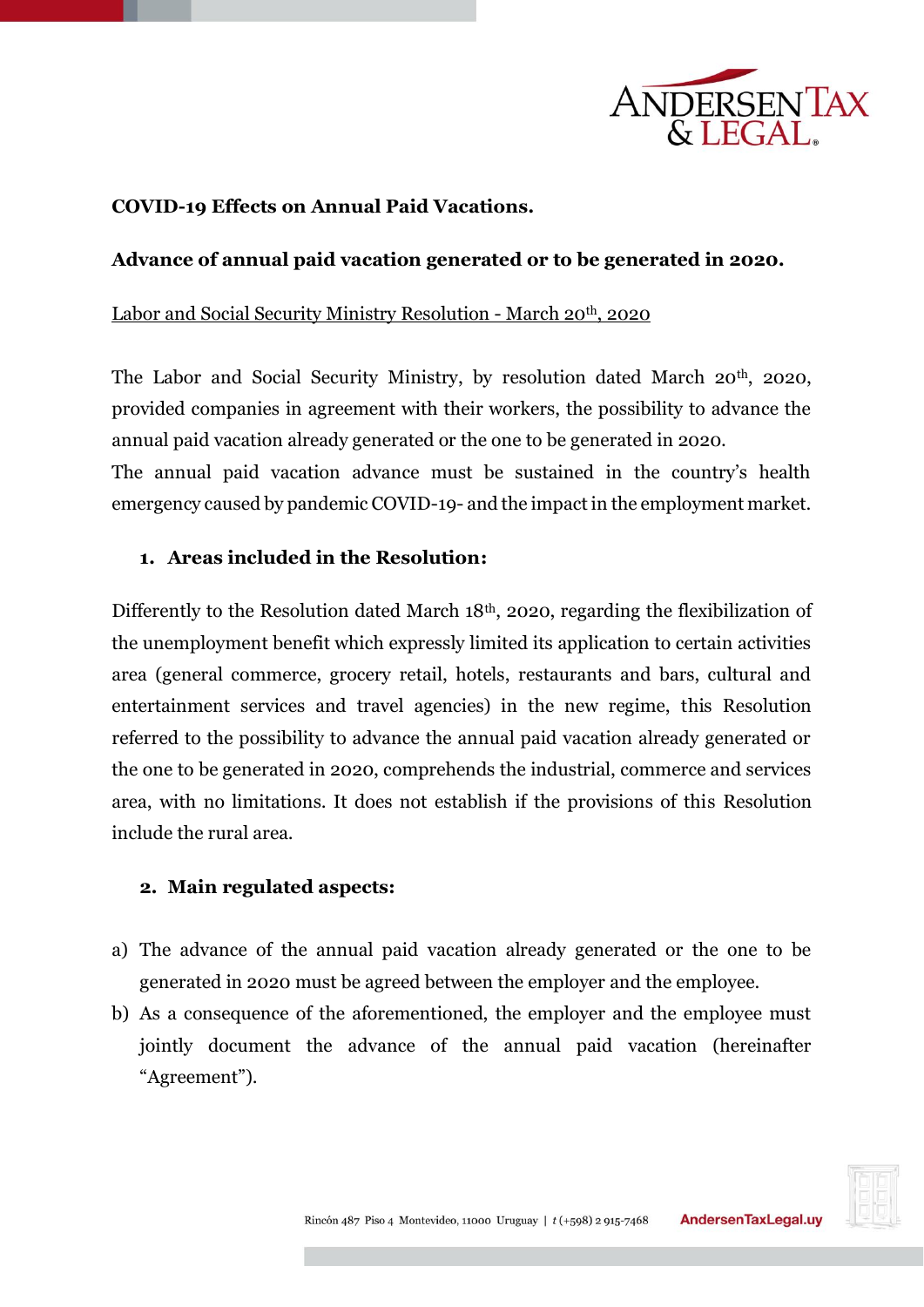**COVID-19 Effects on Annual Paid Vacations.**

**Advance of annual paid vacation generated or to be generated in 2020.**

Labor and Social Security Ministry Resolution - March 20th, 2020

The Labor and Social Security Ministry, by resolution dated March 20th, 2020, provided companies in agreement with their workers, the possibility to advance the annual paid vacation already generated or the one to be generated in 2020.
The annual paid vacation advance must be sustained in the country's health emergency caused by pandemic COVID-19- and the impact in the employment market.

1. **Areas included in the Resolution:**

Differently to the Resolution dated March 18th, 2020, regarding the flexibilization of the unemployment benefit which expressly limited its application to certain activities area (general commerce, grocery retail, hotels, restaurants and bars, cultural and entertainment services and travel agencies) in the new regime, this Resolution referred to the possibility to advance the annual paid vacation already generated or the one to be generated in 2020, comprehends the industrial, commerce and services area, with no limitations. It does not establish if the provisions of this Resolution include the rural area.

2. **Main regulated aspects:**

a) The advance of the annual paid vacation already generated or the one to be generated in 2020 must be agreed between the employer and the employee.
b) As a consequence of the aforementioned, the employer and the employee must jointly document the advance of the annual paid vacation (hereinafter "Agreement").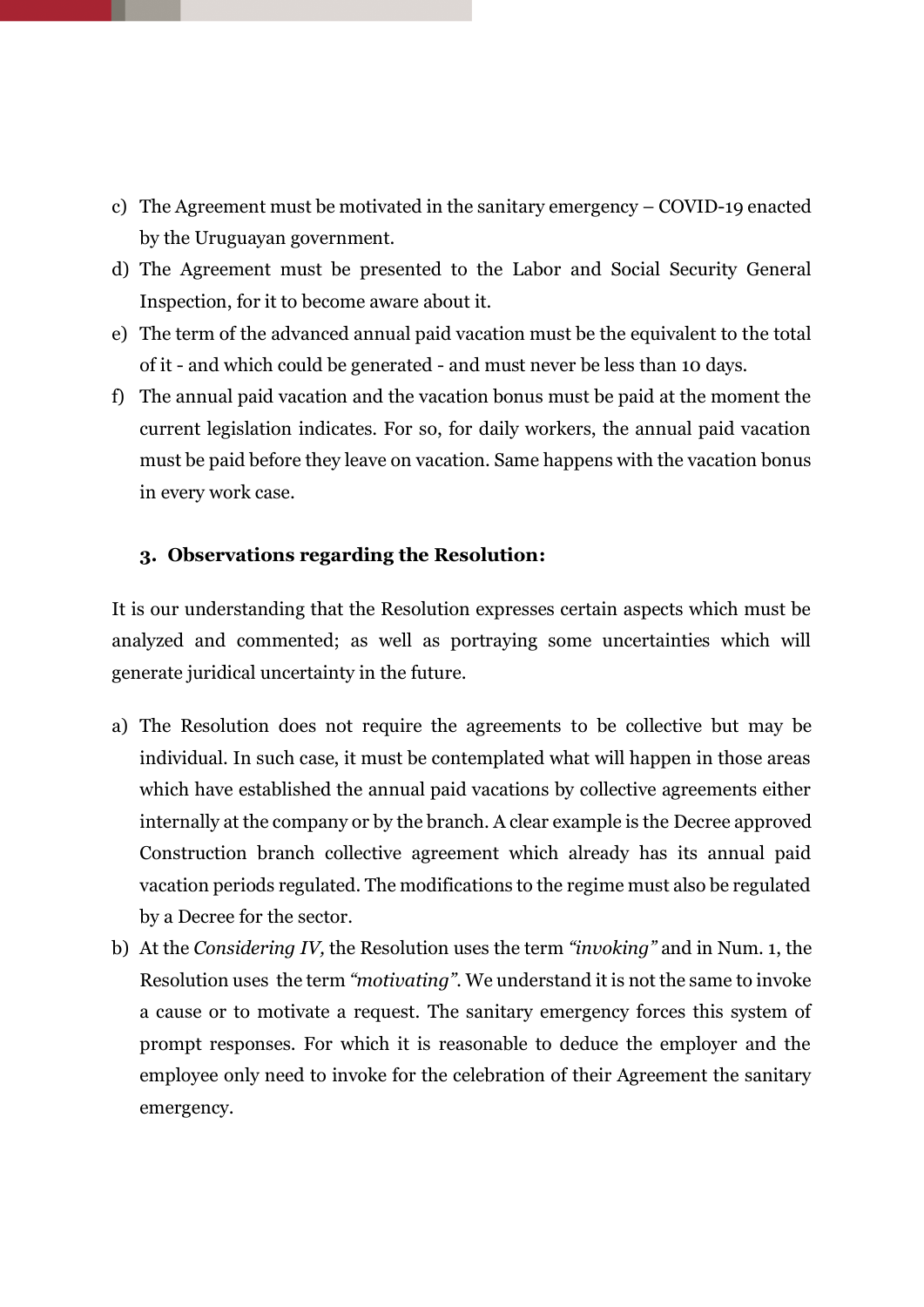c) The Agreement must be motivated in the sanitary emergency – COVID-19 enacted by the Uruguayan government.
d) The Agreement must be presented to the Labor and Social Security General Inspection, for it to become aware about it.
e) The term of the advanced annual paid vacation must be the equivalent to the total of it - and which could be generated - and must never be less than 10 days.
f) The annual paid vacation and the vacation bonus must be paid at the moment the current legislation indicates. For so, for daily workers, the annual paid vacation must be paid before they leave on vacation. Same happens with the vacation bonus in every work case.

### 3. Observations regarding the Resolution:

It is our understanding that the Resolution expresses certain aspects which must be analyzed and commented; as well as portraying some uncertainties which will generate juridical uncertainty in the future.

a) The Resolution does not require the agreements to be collective but may be individual. In such case, it must be contemplated what will happen in those areas which have established the annual paid vacations by collective agreements either internally at the company or by the branch. A clear example is the Decree approved Construction branch collective agreement which already has its annual paid vacation periods regulated. The modifications to the regime must also be regulated by a Decree for the sector.
b) At the *Considering IV,* the Resolution uses the term *"invoking"* and in Num. 1, the Resolution uses the term *"motivating"*. We understand it is not the same to invoke a cause or to motivate a request. The sanitary emergency forces this system of prompt responses. For which it is reasonable to deduce the employer and the employee only need to invoke for the celebration of their Agreement the sanitary emergency.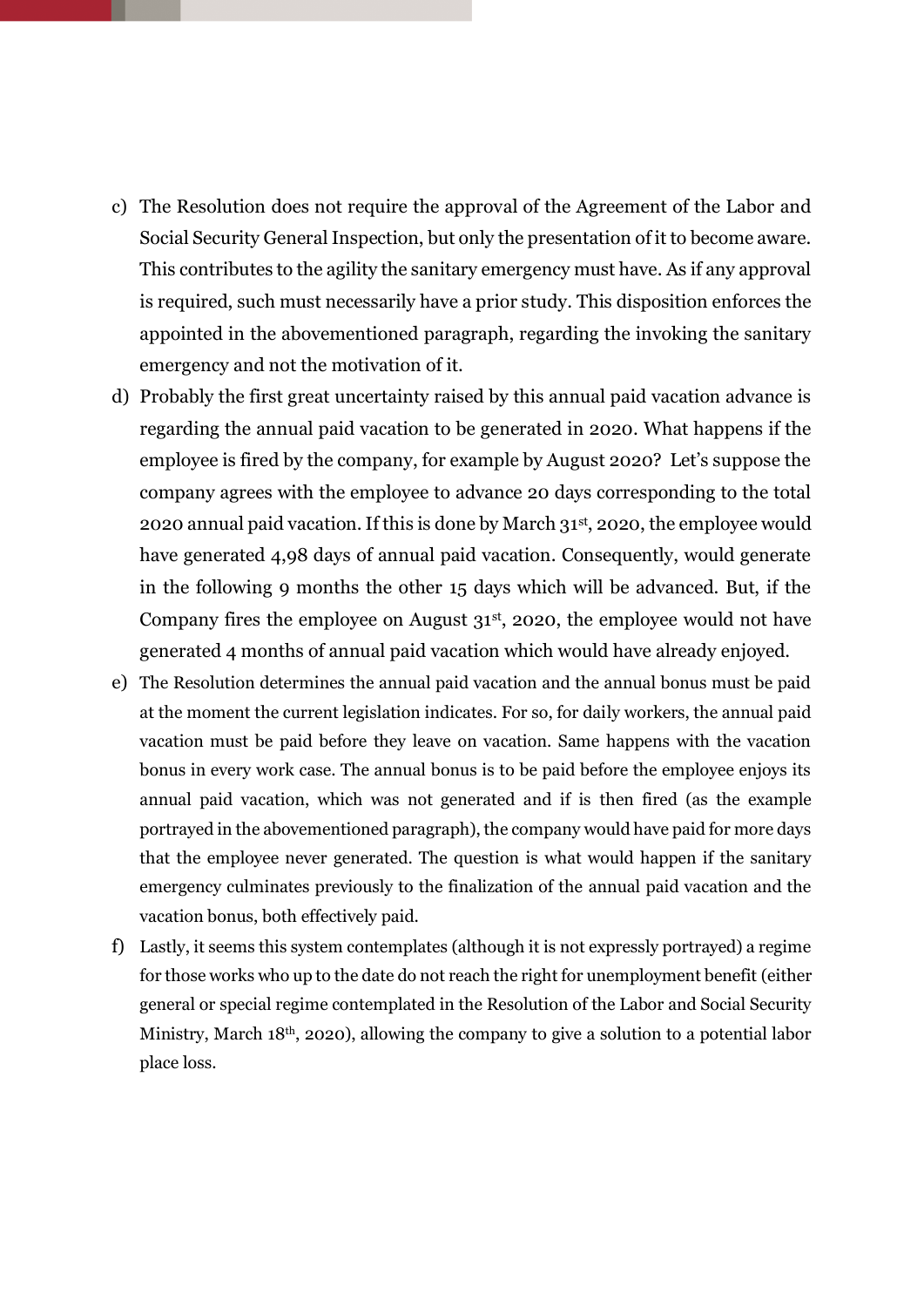c) The Resolution does not require the approval of the Agreement of the Labor and Social Security General Inspection, but only the presentation of it to become aware. This contributes to the agility the sanitary emergency must have. As if any approval is required, such must necessarily have a prior study. This disposition enforces the appointed in the abovementioned paragraph, regarding the invoking the sanitary emergency and not the motivation of it.

d) Probably the first great uncertainty raised by this annual paid vacation advance is regarding the annual paid vacation to be generated in 2020. What happens if the employee is fired by the company, for example by August 2020? Let's suppose the company agrees with the employee to advance 20 days corresponding to the total 2020 annual paid vacation. If this is done by March 31st, 2020, the employee would have generated 4,98 days of annual paid vacation. Consequently, would generate in the following 9 months the other 15 days which will be advanced. But, if the Company fires the employee on August 31st, 2020, the employee would not have generated 4 months of annual paid vacation which would have already enjoyed.

e) The Resolution determines the annual paid vacation and the annual bonus must be paid at the moment the current legislation indicates. For so, for daily workers, the annual paid vacation must be paid before they leave on vacation. Same happens with the vacation bonus in every work case. The annual bonus is to be paid before the employee enjoys its annual paid vacation, which was not generated and if is then fired (as the example portrayed in the abovementioned paragraph), the company would have paid for more days that the employee never generated. The question is what would happen if the sanitary emergency culminates previously to the finalization of the annual paid vacation and the vacation bonus, both effectively paid.

f) Lastly, it seems this system contemplates (although it is not expressly portrayed) a regime for those works who up to the date do not reach the right for unemployment benefit (either general or special regime contemplated in the Resolution of the Labor and Social Security Ministry, March 18th, 2020), allowing the company to give a solution to a potential labor place loss.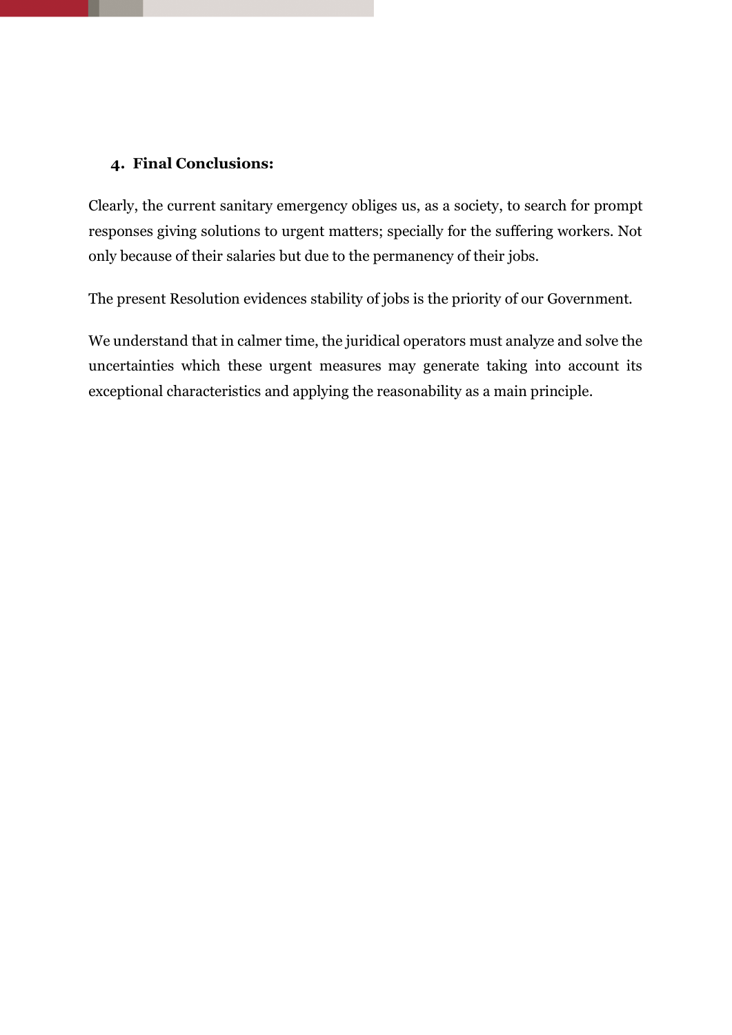## 4. Final Conclusions:

Clearly, the current sanitary emergency obliges us, as a society, to search for prompt responses giving solutions to urgent matters; specially for the suffering workers. Not only because of their salaries but due to the permanency of their jobs.

The present Resolution evidences stability of jobs is the priority of our Government.

We understand that in calmer time, the juridical operators must analyze and solve the uncertainties which these urgent measures may generate taking into account its exceptional characteristics and applying the reasonability as a main principle.